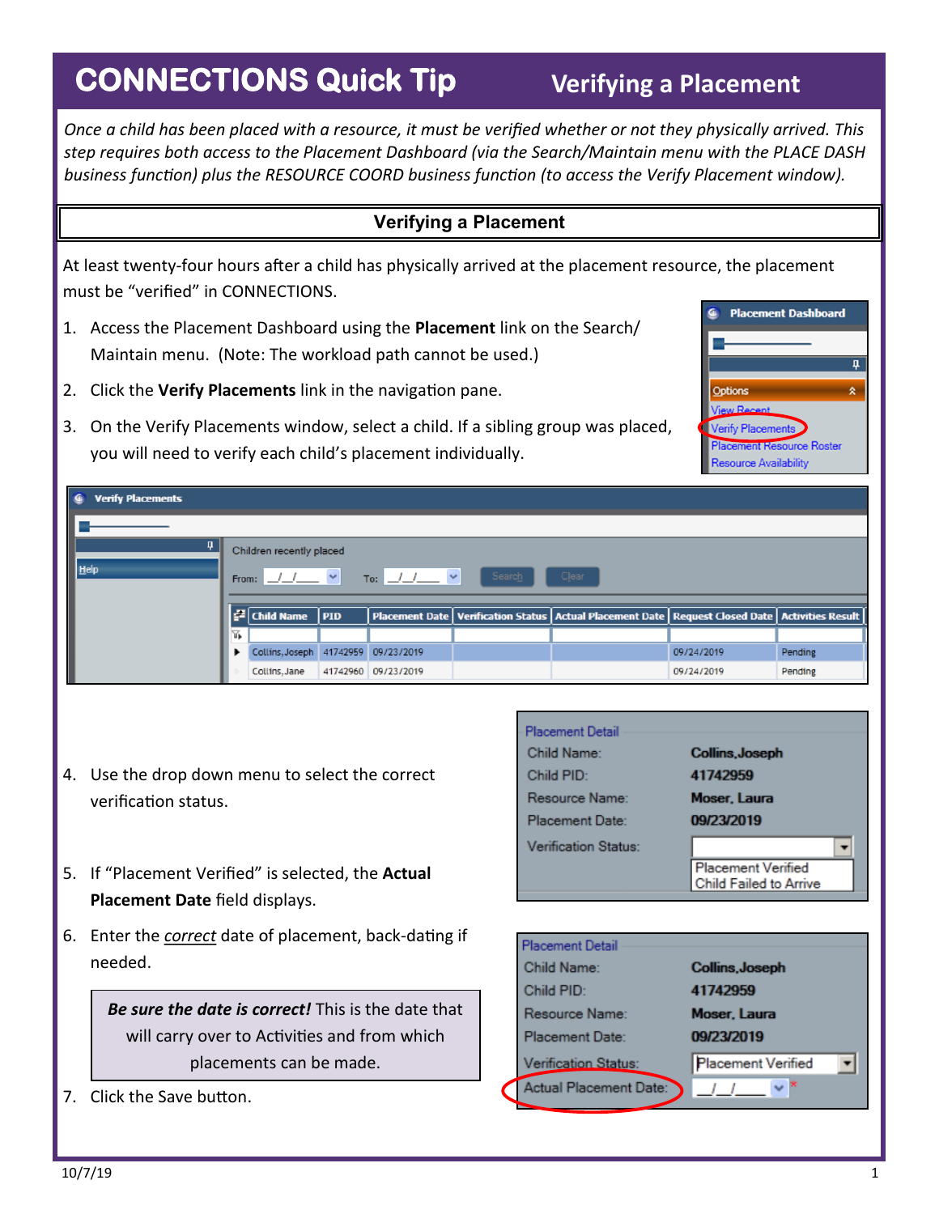# CONNECTIONS Quick Tip — Verifying a Placement

*Once a child has been placed with a resource, it must be verified whether or not they physically arrived. This step requires both access to the Placement Dashboard (via the Search/Maintain menu with the PLACE DASH business function) plus the RESOURCE COORD business function (to access the Verify Placement window).*

## Verifying a Placement

At least twenty-four hours after a child has physically arrived at the placement resource, the placement must be "verified" in CONNECTIONS.

1. Access the Placement Dashboard using the **Placement** link on the Search/Maintain menu. (Note: The workload path cannot be used.)
2. Click the **Verify Placements** link in the navigation pane.
3. On the Verify Placements window, select a child. If a sibling group was placed, you will need to verify each child's placement individually.
4. Use the drop down menu to select the correct verification status.
5. If "Placement Verified" is selected, the **Actual Placement Date** field displays.
6. Enter the <u>*correct*</u> date of placement, back-dating if needed.

> ***Be sure the date is correct!*** This is the date that will carry over to Activities and from which placements can be made.

7. Click the Save button.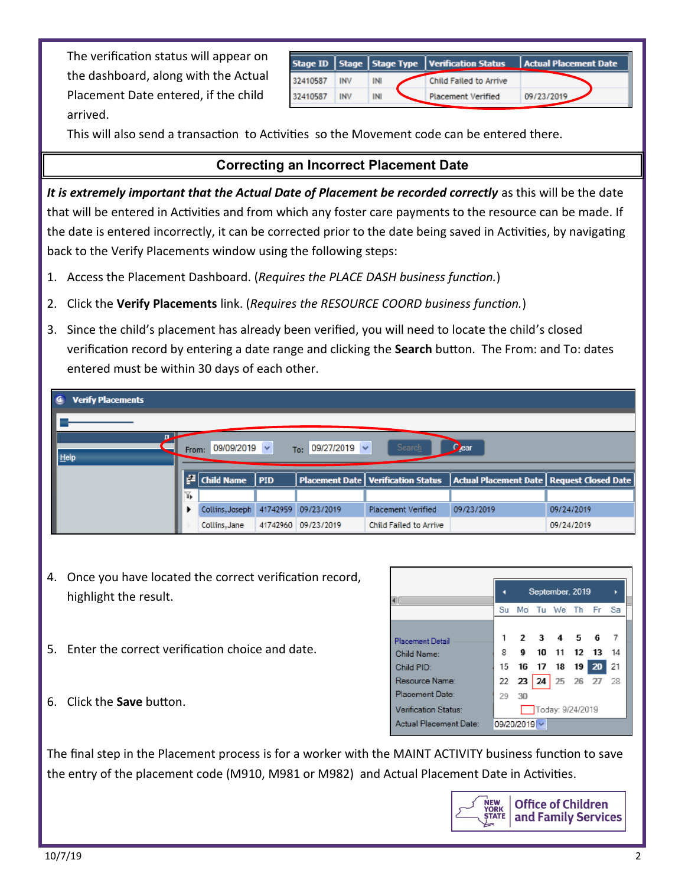The verification status will appear on the dashboard, along with the Actual Placement Date entered, if the child arrived.

| Stage ID | Stage | Stage Type | Verification Status | Actual Placement Date |
|---|---|---|---|---|
| 32410587 | INV | INI | Child Failed to Arrive | |
| 32410587 | INV | INI | Placement Verified | 09/23/2019 |

This will also send a transaction to Activities so the Movement code can be entered there.

## Correcting an Incorrect Placement Date

***It is extremely important that the Actual Date of Placement be recorded correctly*** as this will be the date that will be entered in Activities and from which any foster care payments to the resource can be made. If the date is entered incorrectly, it can be corrected prior to the date being saved in Activities, by navigating back to the Verify Placements window using the following steps:

1. Access the Placement Dashboard. (*Requires the PLACE DASH business function.*)
2. Click the **Verify Placements** link. (*Requires the RESOURCE COORD business function.*)
3. Since the child's placement has already been verified, you will need to locate the child's closed verification record by entering a date range and clicking the **Search** button. The From: and To: dates entered must be within 30 days of each other.

Verify Placements

From: 09/09/2019 To: 09/27/2019 Search Clear

| Child Name | PID | Placement Date | Verification Status | Actual Placement Date | Request Closed Date |
|---|---|---|---|---|---|
| Collins,Joseph | 41742959 | 09/23/2019 | Placement Verified | 09/23/2019 | 09/24/2019 |
| Collins,Jane | 41742960 | 09/23/2019 | Child Failed to Arrive | | 09/24/2019 |

4. Once you have located the correct verification record, highlight the result.
5. Enter the correct verification choice and date.
6. Click the **Save** button.

The final step in the Placement process is for a worker with the MAINT ACTIVITY business function to save the entry of the placement code (M910, M981 or M982) and Actual Placement Date in Activities.

Office of Children and Family Services

10/7/19